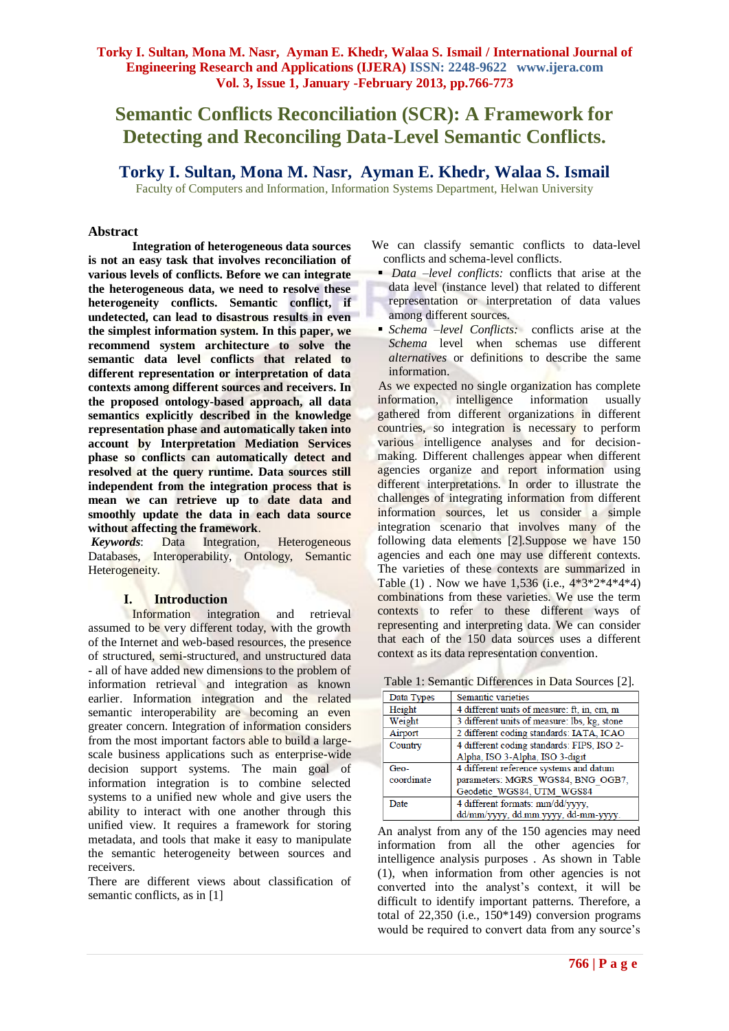# Semantic Conflicts Reconciliation (SCR): A Framework for Detecting and Reconciling Data-Level Semantic Conflicts.

## Torky I. Sultan, Mona M. Nasr, Ayman E. Khedr, Walaa S. Ismail

Faculty of Computers and Information, Information Systems Department, Helwan University

### Abstract

**Integration of heterogeneous data sources is not an easy task that involves reconciliation of various levels of conflicts. Before we can integrate the heterogeneous data, we need to resolve these heterogeneity conflicts. Semantic conflict, if undetected, can lead to disastrous results in even the simplest information system. In this paper, we recommend system architecture to solve the semantic data level conflicts that related to different representation or interpretation of data contexts among different sources and receivers. In the proposed ontology-based approach, all data semantics explicitly described in the knowledge representation phase and automatically taken into account by Interpretation Mediation Services phase so conflicts can automatically detect and resolved at the query runtime. Data sources still independent from the integration process that is mean we can retrieve up to date data and smoothly update the data in each data source without affecting the framework.**

***Keywords***: Data Integration, Heterogeneous Databases, Interoperability, Ontology, Semantic Heterogeneity.

### I. Introduction

Information integration and retrieval assumed to be very different today, with the growth of the Internet and web-based resources, the presence of structured, semi-structured, and unstructured data - all of have added new dimensions to the problem of information retrieval and integration as known earlier. Information integration and the related semantic interoperability are becoming an even greater concern. Integration of information considers from the most important factors able to build a large-scale business applications such as enterprise-wide decision support systems. The main goal of information integration is to combine selected systems to a unified new whole and give users the ability to interact with one another through this unified view. It requires a framework for storing metadata, and tools that make it easy to manipulate the semantic heterogeneity between sources and receivers.

There are different views about classification of semantic conflicts, as in [1]

We can classify semantic conflicts to data-level conflicts and schema-level conflicts.

- *Data –level conflicts:* conflicts that arise at the data level (instance level) that related to different representation or interpretation of data values among different sources.
- *Schema –level Conflicts:* conflicts arise at the *Schema* level when schemas use different *alternatives* or definitions to describe the same information.

As we expected no single organization has complete information, intelligence information usually gathered from different organizations in different countries, so integration is necessary to perform various intelligence analyses and for decision-making. Different challenges appear when different agencies organize and report information using different interpretations. In order to illustrate the challenges of integrating information from different information sources, let us consider a simple integration scenario that involves many of the following data elements [2].Suppose we have 150 agencies and each one may use different contexts. The varieties of these contexts are summarized in Table (1) . Now we have 1,536 (i.e., 4*3*2*4*4*4) combinations from these varieties. We use the term contexts to refer to these different ways of representing and interpreting data. We can consider that each of the 150 data sources uses a different context as its data representation convention.

Table 1: Semantic Differences in Data Sources [2].

| Data Types | Semantic varieties |
|---|---|
| Height | 4 different units of measure: ft, in, cm, m |
| Weight | 3 different units of measure: lbs, kg, stone |
| Airport | 2 different coding standards: IATA, ICAO |
| Country | 4 different coding standards: FIPS, ISO 2-Alpha, ISO 3-Alpha, ISO 3-digit |
| Geo-coordinate | 4 different reference systems and datum parameters: MGRS_WGS84, BNG_OGB7, Geodetic_WGS84, UTM_WGS84 |
| Date | 4 different formats: mm/dd/yyyy, dd/mm/yyyy, dd.mm.yyyy, dd-mm-yyyy. |

An analyst from any of the 150 agencies may need information from all the other agencies for intelligence analysis purposes . As shown in Table (1), when information from other agencies is not converted into the analyst's context, it will be difficult to identify important patterns. Therefore, a total of 22,350 (i.e., 150*149) conversion programs would be required to convert data from any source's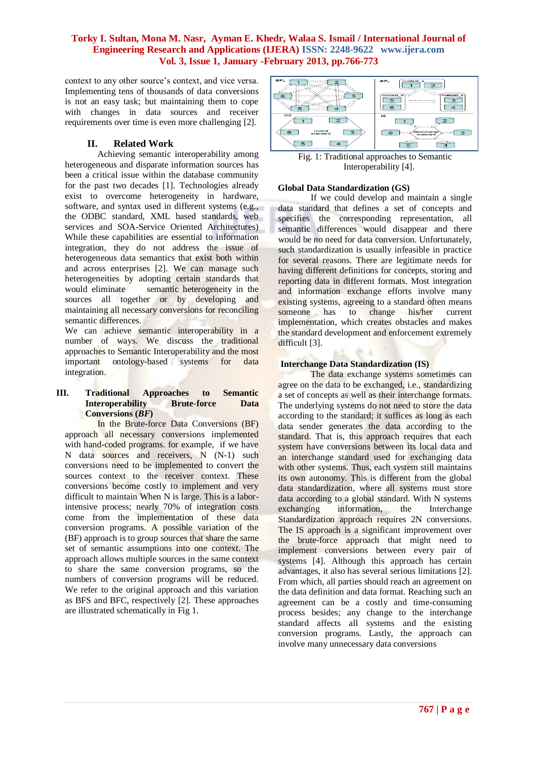context to any other source's context, and vice versa. Implementing tens of thousands of data conversions is not an easy task; but maintaining them to cope with changes in data sources and receiver requirements over time is even more challenging [2].

## II. Related Work

Achieving semantic interoperability among heterogeneous and disparate information sources has been a critical issue within the database community for the past two decades [1]. Technologies already exist to overcome heterogeneity in hardware, software, and syntax used in different systems (e.g., the ODBC standard, XML based standards, web services and SOA-Service Oriented Architectures) While these capabilities are essential to information integration, they do not address the issue of heterogeneous data semantics that exist both within and across enterprises [2]. We can manage such heterogeneities by adopting certain standards that would eliminate semantic heterogeneity in the sources all together or by developing and maintaining all necessary conversions for reconciling semantic differences.

We can achieve semantic interoperability in a number of ways. We discuss the traditional approaches to Semantic Interoperability and the most important ontology-based systems for data integration.

## III. Traditional Approaches to Semantic Interoperability Brute-force Data Conversions (*BF*)

In the Brute-force Data Conversions (BF) approach all necessary conversions implemented with hand-coded programs. for example, if we have N data sources and receivers, N (N-1) such conversions need to be implemented to convert the sources context to the receiver context. These conversions become costly to implement and very difficult to maintain When N is large. This is a labor-intensive process; nearly 70% of integration costs come from the implementation of these data conversion programs. A possible variation of the (BF) approach is to group sources that share the same set of semantic assumptions into one context. The approach allows multiple sources in the same context to share the same conversion programs, so the numbers of conversion programs will be reduced. We refer to the original approach and this variation as BFS and BFC, respectively [2]. These approaches are illustrated schematically in Fig 1.

Fig. 1: Traditional approaches to Semantic Interoperability [4].

### Global Data Standardization (GS)

If we could develop and maintain a single data standard that defines a set of concepts and specifies the corresponding representation, all semantic differences would disappear and there would be no need for data conversion. Unfortunately, such standardization is usually infeasible in practice for several reasons. There are legitimate needs for having different definitions for concepts, storing and reporting data in different formats. Most integration and information exchange efforts involve many existing systems, agreeing to a standard often means someone has to change his/her current implementation, which creates obstacles and makes the standard development and enforcement extremely difficult [3].

### Interchange Data Standardization (IS)

The data exchange systems sometimes can agree on the data to be exchanged, i.e., standardizing a set of concepts as well as their interchange formats. The underlying systems do not need to store the data according to the standard; it suffices as long as each data sender generates the data according to the standard. That is, this approach requires that each system have conversions between its local data and an interchange standard used for exchanging data with other systems. Thus, each system still maintains its own autonomy. This is different from the global data standardization, where all systems must store data according to a global standard. With N systems exchanging information, the Interchange Standardization approach requires 2N conversions. The IS approach is a significant improvement over the brute-force approach that might need to implement conversions between every pair of systems [4]. Although this approach has certain advantages, it also has several serious limitations [2]. From which, all parties should reach an agreement on the data definition and data format. Reaching such an agreement can be a costly and time-consuming process besides; any change to the interchange standard affects all systems and the existing conversion programs. Lastly, the approach can involve many unnecessary data conversions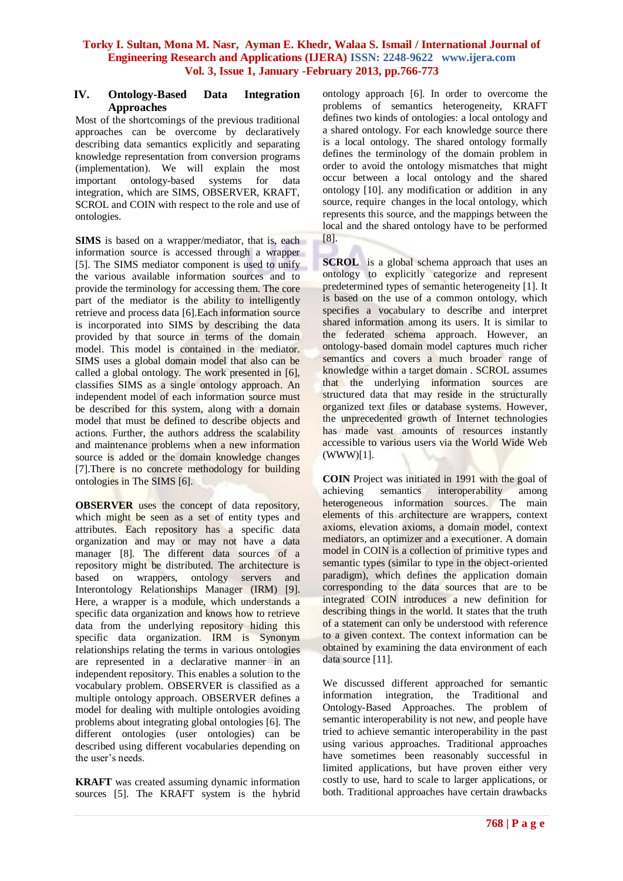## IV. Ontology-Based Data Integration Approaches

Most of the shortcomings of the previous traditional approaches can be overcome by declaratively describing data semantics explicitly and separating knowledge representation from conversion programs (implementation). We will explain the most important ontology-based systems for data integration, which are SIMS, OBSERVER, KRAFT, SCROL and COIN with respect to the role and use of ontologies.

**SIMS** is based on a wrapper/mediator, that is, each information source is accessed through a wrapper [5]. The SIMS mediator component is used to unify the various available information sources and to provide the terminology for accessing them. The core part of the mediator is the ability to intelligently retrieve and process data [6].Each information source is incorporated into SIMS by describing the data provided by that source in terms of the domain model. This model is contained in the mediator. SIMS uses a global domain model that also can be called a global ontology. The work presented in [6], classifies SIMS as a single ontology approach. An independent model of each information source must be described for this system, along with a domain model that must be defined to describe objects and actions. Further, the authors address the scalability and maintenance problems when a new information source is added or the domain knowledge changes [7].There is no concrete methodology for building ontologies in The SIMS [6].

**OBSERVER** uses the concept of data repository, which might be seen as a set of entity types and attributes. Each repository has a specific data organization and may or may not have a data manager [8]. The different data sources of a repository might be distributed. The architecture is based on wrappers, ontology servers and Interontology Relationships Manager (IRM) [9]. Here, a wrapper is a module, which understands a specific data organization and knows how to retrieve data from the underlying repository hiding this specific data organization. IRM is Synonym relationships relating the terms in various ontologies are represented in a declarative manner in an independent repository. This enables a solution to the vocabulary problem. OBSERVER is classified as a multiple ontology approach. OBSERVER defines a model for dealing with multiple ontologies avoiding problems about integrating global ontologies [6]. The different ontologies (user ontologies) can be described using different vocabularies depending on the user's needs.

**KRAFT** was created assuming dynamic information sources [5]. The KRAFT system is the hybrid ontology approach [6]. In order to overcome the problems of semantics heterogeneity, KRAFT defines two kinds of ontologies: a local ontology and a shared ontology. For each knowledge source there is a local ontology. The shared ontology formally defines the terminology of the domain problem in order to avoid the ontology mismatches that might occur between a local ontology and the shared ontology [10]. any modification or addition in any source, require changes in the local ontology, which represents this source, and the mappings between the local and the shared ontology have to be performed [8].

**SCROL** is a global schema approach that uses an ontology to explicitly categorize and represent predetermined types of semantic heterogeneity [1]. It is based on the use of a common ontology, which specifies a vocabulary to describe and interpret shared information among its users. It is similar to the federated schema approach. However, an ontology-based domain model captures much richer semantics and covers a much broader range of knowledge within a target domain . SCROL assumes that the underlying information sources are structured data that may reside in the structurally organized text files or database systems. However, the unprecedented growth of Internet technologies has made vast amounts of resources instantly accessible to various users via the World Wide Web (WWW)[1].

**COIN** Project was initiated in 1991 with the goal of achieving semantics interoperability among heterogeneous information sources. The main elements of this architecture are wrappers, context axioms, elevation axioms, a domain model, context mediators, an optimizer and a executioner. A domain model in COIN is a collection of primitive types and semantic types (similar to type in the object-oriented paradigm), which defines the application domain corresponding to the data sources that are to be integrated COIN introduces a new definition for describing things in the world. It states that the truth of a statement can only be understood with reference to a given context. The context information can be obtained by examining the data environment of each data source [11].

We discussed different approached for semantic information integration, the Traditional and Ontology-Based Approaches. The problem of semantic interoperability is not new, and people have tried to achieve semantic interoperability in the past using various approaches. Traditional approaches have sometimes been reasonably successful in limited applications, but have proven either very costly to use, hard to scale to larger applications, or both. Traditional approaches have certain drawbacks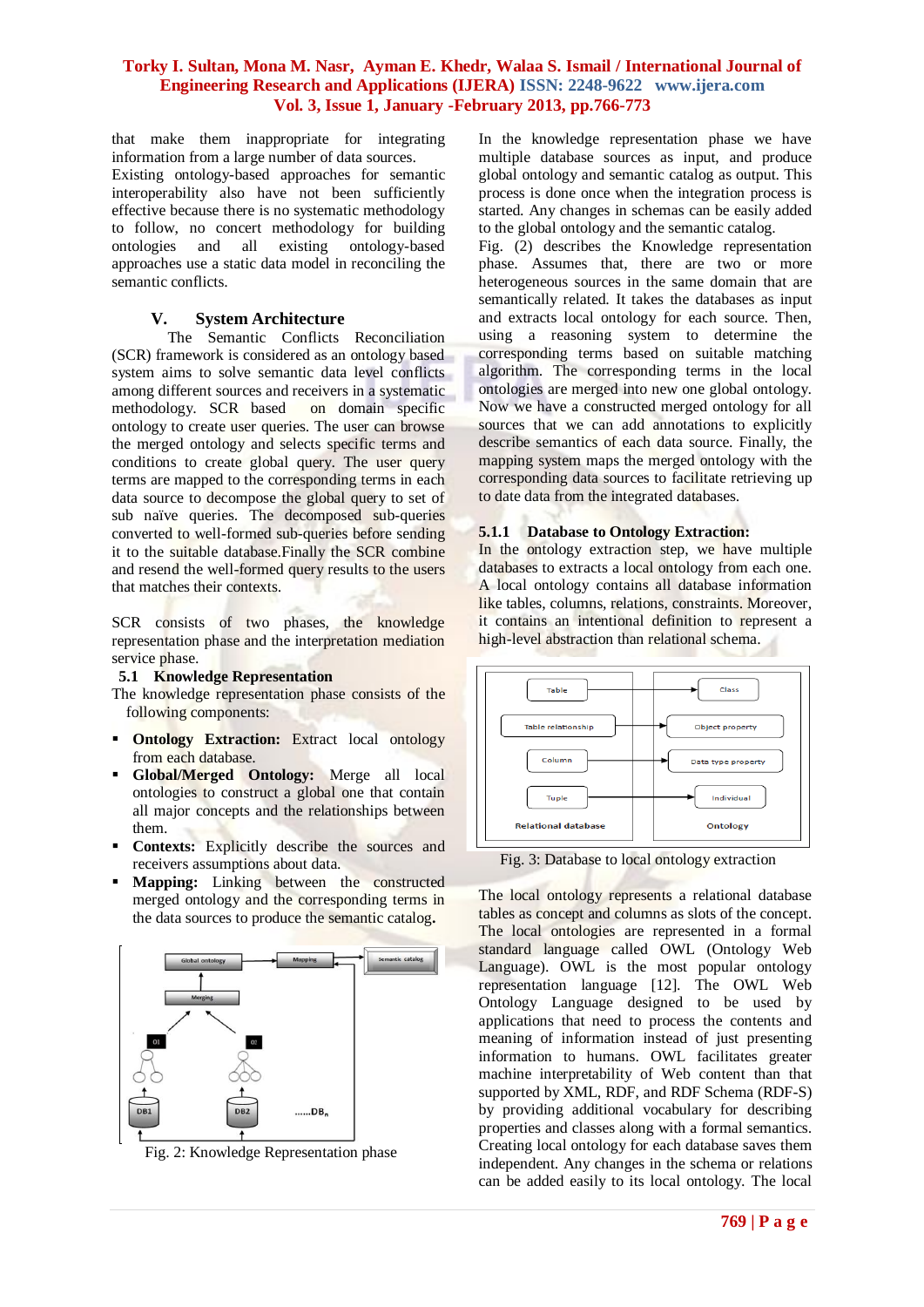that make them inappropriate for integrating information from a large number of data sources. Existing ontology-based approaches for semantic interoperability also have not been sufficiently effective because there is no systematic methodology to follow, no concert methodology for building ontologies and all existing ontology-based approaches use a static data model in reconciling the semantic conflicts.

## V. System Architecture

The Semantic Conflicts Reconciliation (SCR) framework is considered as an ontology based system aims to solve semantic data level conflicts among different sources and receivers in a systematic methodology. SCR based on domain specific ontology to create user queries. The user can browse the merged ontology and selects specific terms and conditions to create global query. The user query terms are mapped to the corresponding terms in each data source to decompose the global query to set of sub naïve queries. The decomposed sub-queries converted to well-formed sub-queries before sending it to the suitable database.Finally the SCR combine and resend the well-formed query results to the users that matches their contexts.

SCR consists of two phases, the knowledge representation phase and the interpretation mediation service phase.

### 5.1 Knowledge Representation

The knowledge representation phase consists of the following components:

- **Ontology Extraction:** Extract local ontology from each database.
- **Global/Merged Ontology:** Merge all local ontologies to construct a global one that contain all major concepts and the relationships between them.
- **Contexts:** Explicitly describe the sources and receivers assumptions about data.
- **Mapping:** Linking between the constructed merged ontology and the corresponding terms in the data sources to produce the semantic catalog.

Fig. 2: Knowledge Representation phase

In the knowledge representation phase we have multiple database sources as input, and produce global ontology and semantic catalog as output. This process is done once when the integration process is started. Any changes in schemas can be easily added to the global ontology and the semantic catalog.

Fig. (2) describes the Knowledge representation phase. Assumes that, there are two or more heterogeneous sources in the same domain that are semantically related. It takes the databases as input and extracts local ontology for each source. Then, using a reasoning system to determine the corresponding terms based on suitable matching algorithm. The corresponding terms in the local ontologies are merged into new one global ontology. Now we have a constructed merged ontology for all sources that we can add annotations to explicitly describe semantics of each data source. Finally, the mapping system maps the merged ontology with the corresponding data sources to facilitate retrieving up to date data from the integrated databases.

#### 5.1.1 Database to Ontology Extraction:

In the ontology extraction step, we have multiple databases to extracts a local ontology from each one. A local ontology contains all database information like tables, columns, relations, constraints. Moreover, it contains an intentional definition to represent a high-level abstraction than relational schema.

Fig. 3: Database to local ontology extraction

The local ontology represents a relational database tables as concept and columns as slots of the concept. The local ontologies are represented in a formal standard language called OWL (Ontology Web Language). OWL is the most popular ontology representation language [12]. The OWL Web Ontology Language designed to be used by applications that need to process the contents and meaning of information instead of just presenting information to humans. OWL facilitates greater machine interpretability of Web content than that supported by XML, RDF, and RDF Schema (RDF-S) by providing additional vocabulary for describing properties and classes along with a formal semantics. Creating local ontology for each database saves them independent. Any changes in the schema or relations can be added easily to its local ontology. The local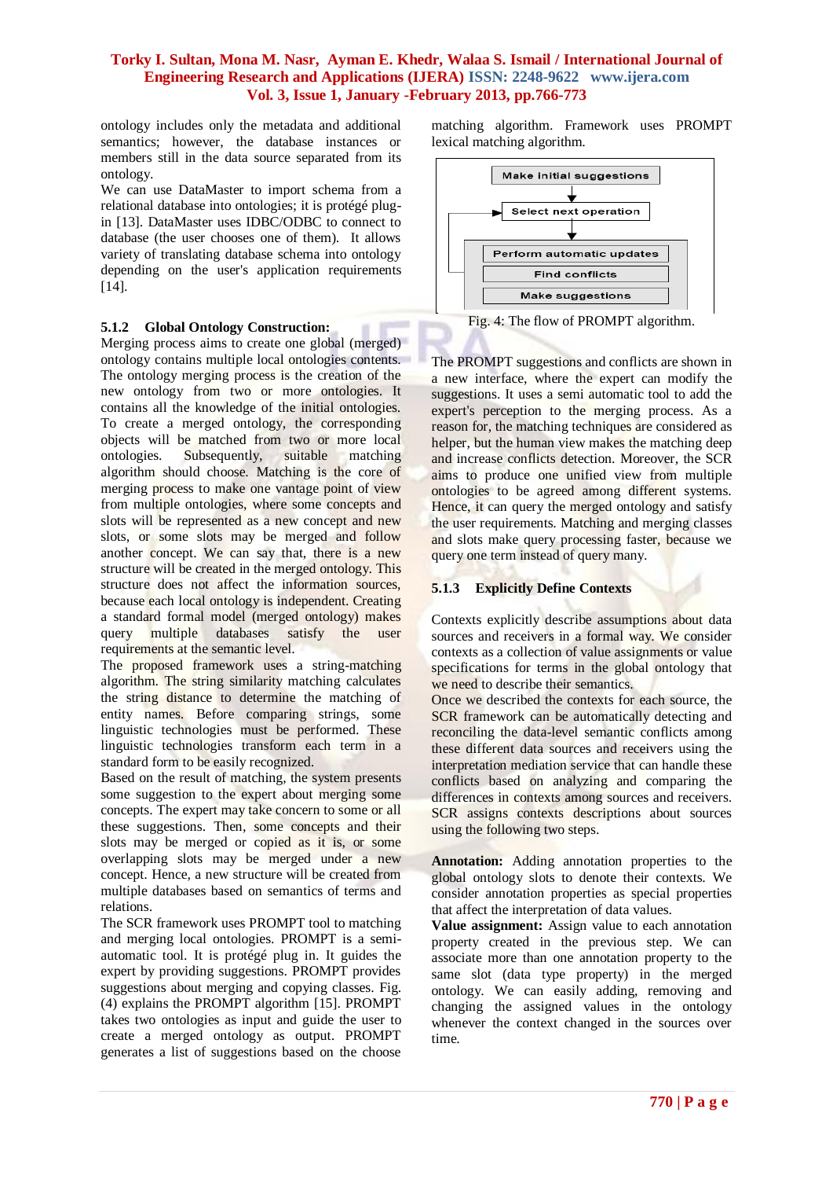ontology includes only the metadata and additional semantics; however, the database instances or members still in the data source separated from its ontology.

We can use DataMaster to import schema from a relational database into ontologies; it is protégé plug-in [13]. DataMaster uses IDBC/ODBC to connect to database (the user chooses one of them). It allows variety of translating database schema into ontology depending on the user's application requirements [14].

### 5.1.2 Global Ontology Construction:

Merging process aims to create one global (merged) ontology contains multiple local ontologies contents. The ontology merging process is the creation of the new ontology from two or more ontologies. It contains all the knowledge of the initial ontologies. To create a merged ontology, the corresponding objects will be matched from two or more local ontologies. Subsequently, suitable matching algorithm should choose. Matching is the core of merging process to make one vantage point of view from multiple ontologies, where some concepts and slots will be represented as a new concept and new slots, or some slots may be merged and follow another concept. We can say that, there is a new structure will be created in the merged ontology. This structure does not affect the information sources, because each local ontology is independent. Creating a standard formal model (merged ontology) makes query multiple databases satisfy the user requirements at the semantic level.

The proposed framework uses a string-matching algorithm. The string similarity matching calculates the string distance to determine the matching of entity names. Before comparing strings, some linguistic technologies must be performed. These linguistic technologies transform each term in a standard form to be easily recognized.

Based on the result of matching, the system presents some suggestion to the expert about merging some concepts. The expert may take concern to some or all these suggestions. Then, some concepts and their slots may be merged or copied as it is, or some overlapping slots may be merged under a new concept. Hence, a new structure will be created from multiple databases based on semantics of terms and relations.

The SCR framework uses PROMPT tool to matching and merging local ontologies. PROMPT is a semi-automatic tool. It is protégé plug in. It guides the expert by providing suggestions. PROMPT provides suggestions about merging and copying classes. Fig. (4) explains the PROMPT algorithm [15]. PROMPT takes two ontologies as input and guide the user to create a merged ontology as output. PROMPT generates a list of suggestions based on the choose matching algorithm. Framework uses PROMPT lexical matching algorithm.

Make initial suggestions → Select next operation → Perform automatic updates / Find conflicts / Make suggestions

Fig. 4: The flow of PROMPT algorithm.

The PROMPT suggestions and conflicts are shown in a new interface, where the expert can modify the suggestions. It uses a semi automatic tool to add the expert's perception to the merging process. As a reason for, the matching techniques are considered as helper, but the human view makes the matching deep and increase conflicts detection. Moreover, the SCR aims to produce one unified view from multiple ontologies to be agreed among different systems. Hence, it can query the merged ontology and satisfy the user requirements. Matching and merging classes and slots make query processing faster, because we query one term instead of query many.

### 5.1.3 Explicitly Define Contexts

Contexts explicitly describe assumptions about data sources and receivers in a formal way. We consider contexts as a collection of value assignments or value specifications for terms in the global ontology that we need to describe their semantics.

Once we described the contexts for each source, the SCR framework can be automatically detecting and reconciling the data-level semantic conflicts among these different data sources and receivers using the interpretation mediation service that can handle these conflicts based on analyzing and comparing the differences in contexts among sources and receivers. SCR assigns contexts descriptions about sources using the following two steps.

**Annotation:** Adding annotation properties to the global ontology slots to denote their contexts. We consider annotation properties as special properties that affect the interpretation of data values.

**Value assignment:** Assign value to each annotation property created in the previous step. We can associate more than one annotation property to the same slot (data type property) in the merged ontology. We can easily adding, removing and changing the assigned values in the ontology whenever the context changed in the sources over time.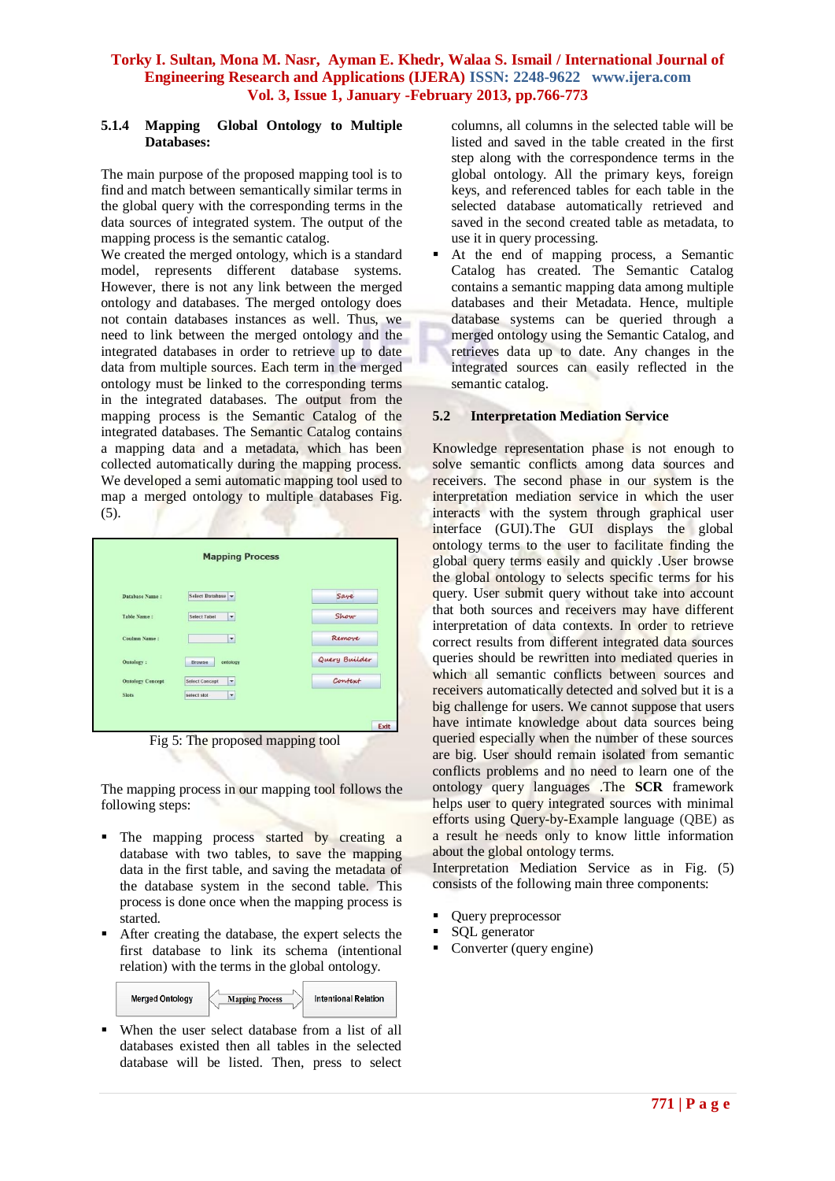### 5.1.4 Mapping Global Ontology to Multiple Databases:

The main purpose of the proposed mapping tool is to find and match between semantically similar terms in the global query with the corresponding terms in the data sources of integrated system. The output of the mapping process is the semantic catalog.

We created the merged ontology, which is a standard model, represents different database systems. However, there is not any link between the merged ontology and databases. The merged ontology does not contain databases instances as well. Thus, we need to link between the merged ontology and the integrated databases in order to retrieve up to date data from multiple sources. Each term in the merged ontology must be linked to the corresponding terms in the integrated databases. The output from the mapping process is the Semantic Catalog of the integrated databases. The Semantic Catalog contains a mapping data and a metadata, which has been collected automatically during the mapping process. We developed a semi automatic mapping tool used to map a merged ontology to multiple databases Fig. (5).

Fig 5: The proposed mapping tool

The mapping process in our mapping tool follows the following steps:

- The mapping process started by creating a database with two tables, to save the mapping data in the first table, and saving the metadata of the database system in the second table. This process is done once when the mapping process is started.
- After creating the database, the expert selects the first database to link its schema (intentional relation) with the terms in the global ontology.

Merged Ontology ⟷ Mapping Process ⟷ Intentional Relation

- When the user select database from a list of all databases existed then all tables in the selected database will be listed. Then, press to select columns, all columns in the selected table will be listed and saved in the table created in the first step along with the correspondence terms in the global ontology. All the primary keys, foreign keys, and referenced tables for each table in the selected database automatically retrieved and saved in the second created table as metadata, to use it in query processing.
- At the end of mapping process, a Semantic Catalog has created. The Semantic Catalog contains a semantic mapping data among multiple databases and their Metadata. Hence, multiple database systems can be queried through a merged ontology using the Semantic Catalog, and retrieves data up to date. Any changes in the integrated sources can easily reflected in the semantic catalog.

## 5.2 Interpretation Mediation Service

Knowledge representation phase is not enough to solve semantic conflicts among data sources and receivers. The second phase in our system is the interpretation mediation service in which the user interacts with the system through graphical user interface (GUI).The GUI displays the global ontology terms to the user to facilitate finding the global query terms easily and quickly .User browse the global ontology to selects specific terms for his query. User submit query without take into account that both sources and receivers may have different interpretation of data contexts. In order to retrieve correct results from different integrated data sources queries should be rewritten into mediated queries in which all semantic conflicts between sources and receivers automatically detected and solved but it is a big challenge for users. We cannot suppose that users have intimate knowledge about data sources being queried especially when the number of these sources are big. User should remain isolated from semantic conflicts problems and no need to learn one of the ontology query languages .The **SCR** framework helps user to query integrated sources with minimal efforts using Query-by-Example language (QBE) as a result he needs only to know little information about the global ontology terms.

Interpretation Mediation Service as in Fig. (5) consists of the following main three components:

- Query preprocessor
- SQL generator
- Converter (query engine)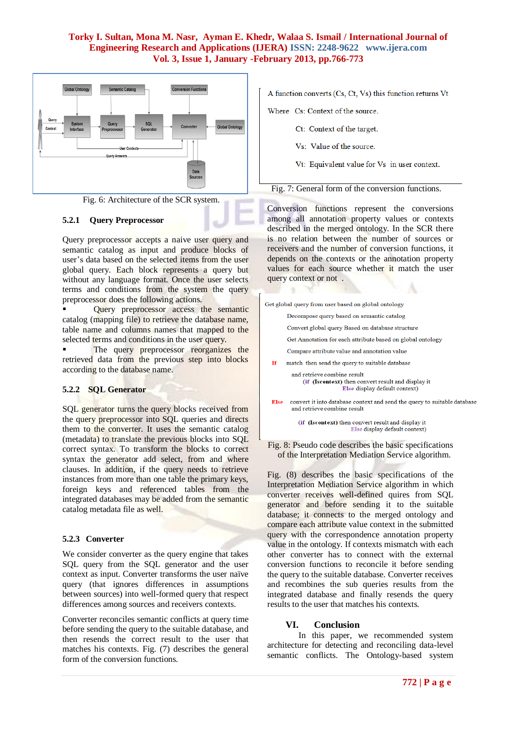Fig. 6: Architecture of the SCR system.

### 5.2.1 Query Preprocessor

Query preprocessor accepts a naive user query and semantic catalog as input and produce blocks of user's data based on the selected items from the user global query. Each block represents a query but without any language format. Once the user selects terms and conditions from the system the query preprocessor does the following actions.

- Query preprocessor access the semantic catalog (mapping file) to retrieve the database name, table name and columns names that mapped to the selected terms and conditions in the user query.
- The query preprocessor reorganizes the retrieved data from the previous step into blocks according to the database name.

### 5.2.2 SQL Generator

SQL generator turns the query blocks received from the query preprocessor into SQL queries and directs them to the converter. It uses the semantic catalog (metadata) to translate the previous blocks into SQL correct syntax. To transform the blocks to correct syntax the generator add select, from and where clauses. In addition, if the query needs to retrieve instances from more than one table the primary keys, foreign keys and referenced tables from the integrated databases may be added from the semantic catalog metadata file as well.

### 5.2.3 Converter

We consider converter as the query engine that takes SQL query from the SQL generator and the user context as input. Converter transforms the user naïve query (that ignores differences in assumptions between sources) into well-formed query that respect differences among sources and receivers contexts.

Converter reconciles semantic conflicts at query time before sending the query to the suitable database, and then resends the correct result to the user that matches his contexts. Fig. (7) describes the general form of the conversion functions.

A function converts (Cs, Ct, Vs) this function returns Vt

Where Cs: Context of the source.

Ct: Context of the target.

Vs: Value of the source.

Vt: Equivalent value for Vs in user context.

Fig. 7: General form of the conversion functions.

Conversion functions represent the conversions among all annotation property values or contexts described in the merged ontology. In the SCR there is no relation between the number of sources or receivers and the number of conversion functions, it depends on the contexts or the annotation property values for each source whether it match the user query context or not .

```
Get global query from user based on global ontology
        Decompose query based on semantic catalog
        Convert global query Based on database structure
        Get Annotation for each attribute based on global ontology
        Compare attribute value and annotation value
If      match then send the query to suitable database
          and retrieve combine result
              (if (Iscontext) then convert result and display it
                        Else display default context)
Else    convert it into database context and send the query to suitable database
          and retrieve combine result
              (if (Iscontext) then convert result and display it
                        Else display default context)
```

Fig. 8: Pseudo code describes the basic specifications of the Interpretation Mediation Service algorithm.

Fig. (8) describes the basic specifications of the Interpretation Mediation Service algorithm in which converter receives well-defined quires from SQL generator and before sending it to the suitable database; it connects to the merged ontology and compare each attribute value context in the submitted query with the correspondence annotation property value in the ontology. If contexts mismatch with each other converter has to connect with the external conversion functions to reconcile it before sending the query to the suitable database. Converter receives and recombines the sub queries results from the integrated database and finally resends the query results to the user that matches his contexts.

## VI. Conclusion

In this paper, we recommended system architecture for detecting and reconciling data-level semantic conflicts. The Ontology-based system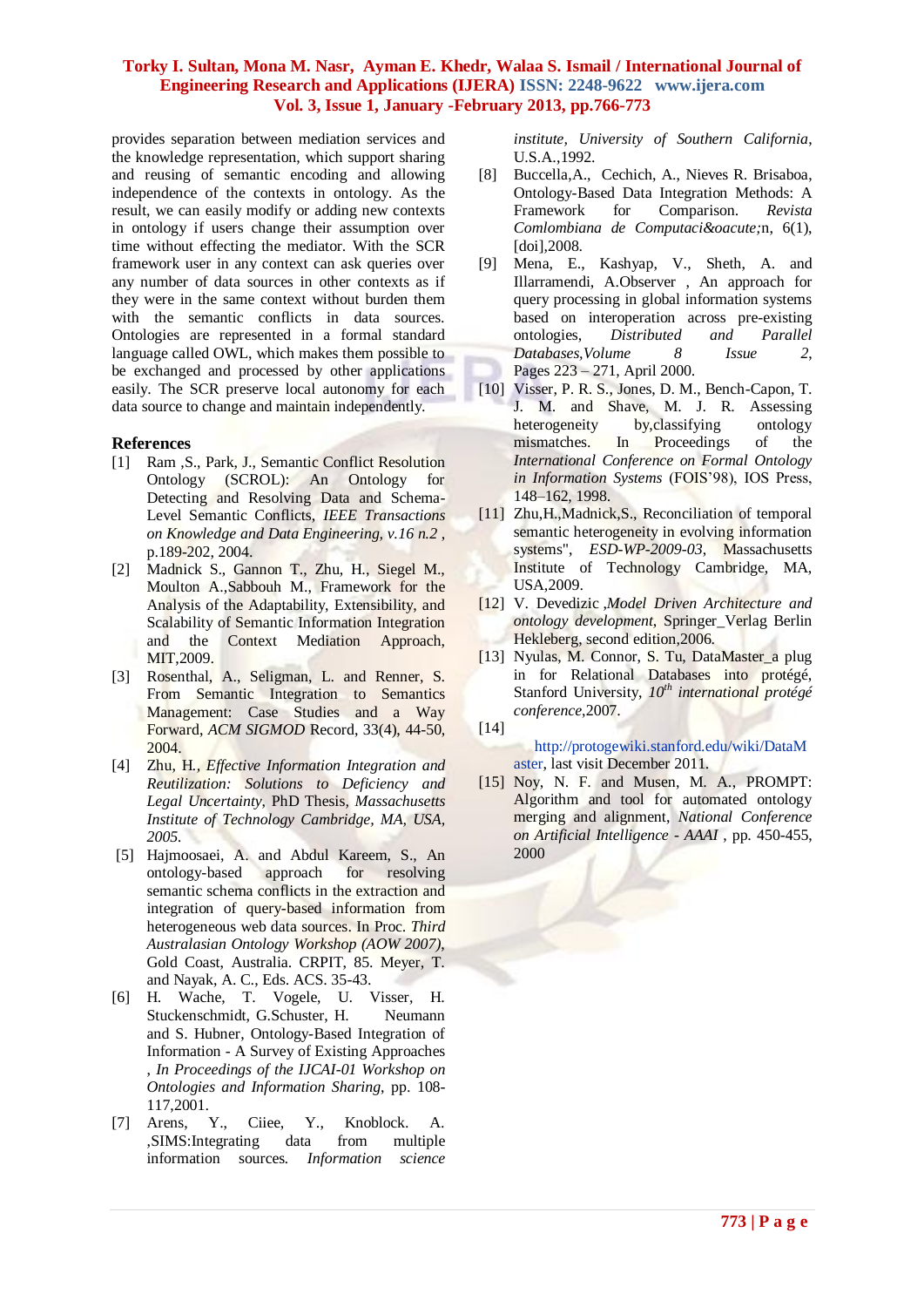provides separation between mediation services and the knowledge representation, which support sharing and reusing of semantic encoding and allowing independence of the contexts in ontology. As the result, we can easily modify or adding new contexts in ontology if users change their assumption over time without effecting the mediator. With the SCR framework user in any context can ask queries over any number of data sources in other contexts as if they were in the same context without burden them with the semantic conflicts in data sources. Ontologies are represented in a formal standard language called OWL, which makes them possible to be exchanged and processed by other applications easily. The SCR preserve local autonomy for each data source to change and maintain independently.

## References

[1] Ram ,S., Park, J., Semantic Conflict Resolution Ontology (SCROL): An Ontology for Detecting and Resolving Data and Schema-Level Semantic Conflicts, *IEEE Transactions on Knowledge and Data Engineering, v.16 n.2* , p.189-202, 2004.

[2] Madnick S., Gannon T., Zhu, H., Siegel M., Moulton A.,Sabbouh M., Framework for the Analysis of the Adaptability, Extensibility, and Scalability of Semantic Information Integration and the Context Mediation Approach, MIT,2009.

[3] Rosenthal, A., Seligman, L. and Renner, S. From Semantic Integration to Semantics Management: Case Studies and a Way Forward, *ACM SIGMOD* Record, 33(4), 44-50, 2004.

[4] Zhu, H., *Effective Information Integration and Reutilization: Solutions to Deficiency and Legal Uncertainty*, PhD Thesis, *Massachusetts Institute of Technology Cambridge, MA, USA, 2005.*

[5] Hajmoosaei, A. and Abdul Kareem, S., An ontology-based approach for resolving semantic schema conflicts in the extraction and integration of query-based information from heterogeneous web data sources. In Proc. *Third Australasian Ontology Workshop (AOW 2007)*, Gold Coast, Australia. CRPIT, 85. Meyer, T. and Nayak, A. C., Eds. ACS. 35-43.

[6] H. Wache, T. Vogele, U. Visser, H. Stuckenschmidt, G.Schuster, H. Neumann and S. Hubner, Ontology-Based Integration of Information - A Survey of Existing Approaches , *In Proceedings of the IJCAI-01 Workshop on Ontologies and Information Sharing*, pp. 108-117,2001.

[7] Arens, Y., Ciiee, Y., Knoblock. A. ,SIMS:Integrating data from multiple information sources. *Information science institute, University of Southern California*, U.S.A.,1992.

[8] Buccella,A., Cechich, A., Nieves R. Brisaboa, Ontology-Based Data Integration Methods: A Framework for Comparison. *Revista Comlombiana de Computaci&oacute;n*, 6(1), [doi],2008.

[9] Mena, E., Kashyap, V., Sheth, A. and Illarramendi, A.Observer , An approach for query processing in global information systems based on interoperation across pre-existing ontologies, *Distributed and Parallel Databases,Volume 8 Issue 2*, Pages 223 – 271, April 2000.

[10] Visser, P. R. S., Jones, D. M., Bench-Capon, T. J. M. and Shave, M. J. R. Assessing heterogeneity by,classifying ontology mismatches. In Proceedings of the *International Conference on Formal Ontology in Information Systems* (FOIS'98), IOS Press, 148–162, 1998.

[11] Zhu,H.,Madnick,S., Reconciliation of temporal semantic heterogeneity in evolving information systems", *ESD-WP-2009-03*, Massachusetts Institute of Technology Cambridge, MA, USA,2009.

[12] V. Devedizic ,*Model Driven Architecture and ontology development*, Springer_Verlag Berlin Hekleberg, second edition,2006.

[13] Nyulas, M. Connor, S. Tu, DataMaster_a plug in for Relational Databases into protégé, Stanford University, *10th international protégé conference*,2007.

[14] http://protogewiki.stanford.edu/wiki/DataMaster, last visit December 2011.

[15] Noy, N. F. and Musen, M. A., PROMPT: Algorithm and tool for automated ontology merging and alignment, *National Conference on Artificial Intelligence - AAAI* , pp. 450-455, 2000